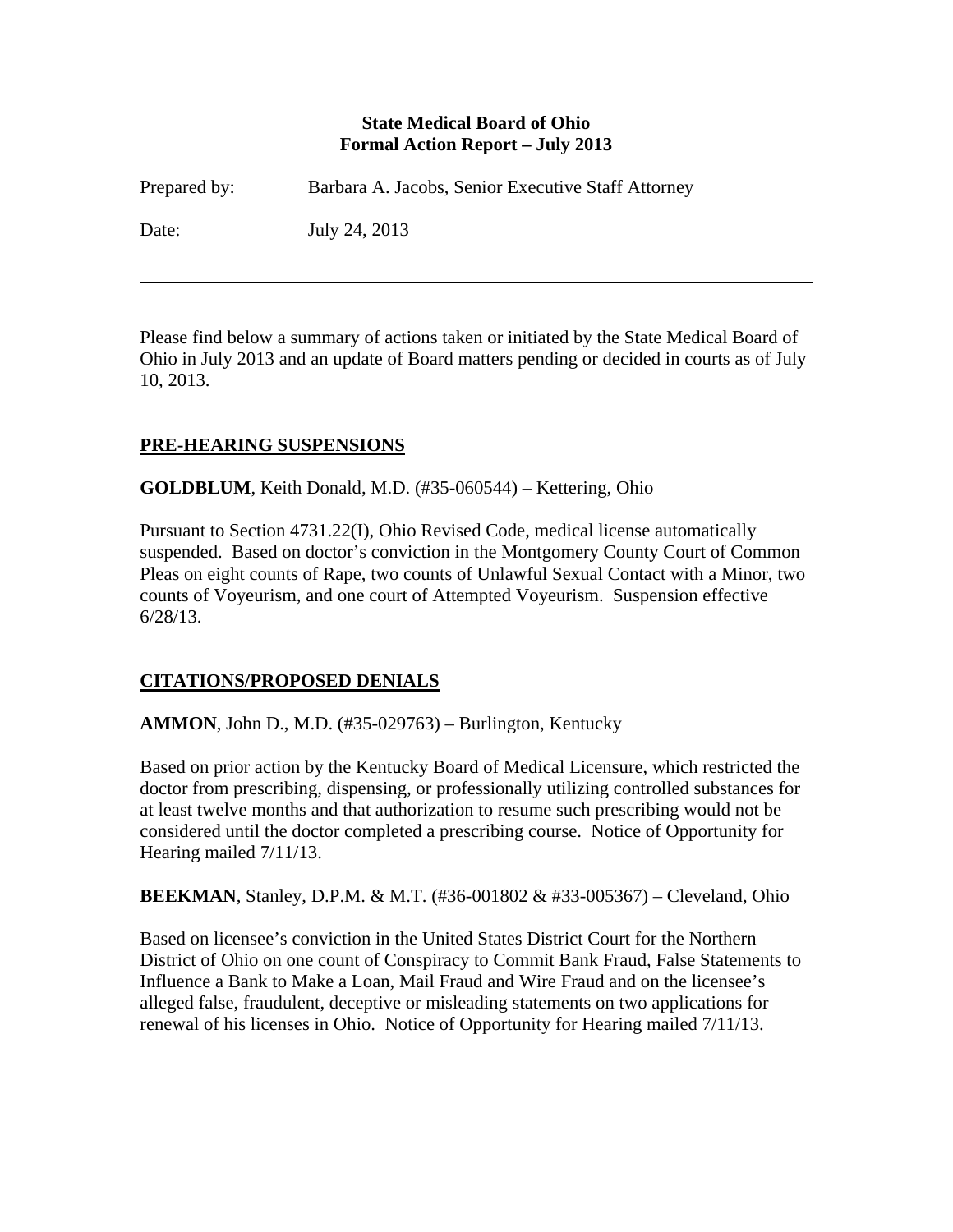**State Medical Board of Ohio**
**Formal Action Report – July 2013**

Prepared by: Barbara A. Jacobs, Senior Executive Staff Attorney

Date: July 24, 2013

---

Please find below a summary of actions taken or initiated by the State Medical Board of Ohio in July 2013 and an update of Board matters pending or decided in courts as of July 10, 2013.

## PRE-HEARING SUSPENSIONS

**GOLDBLUM**, Keith Donald, M.D. (#35-060544) – Kettering, Ohio

Pursuant to Section 4731.22(I), Ohio Revised Code, medical license automatically suspended. Based on doctor's conviction in the Montgomery County Court of Common Pleas on eight counts of Rape, two counts of Unlawful Sexual Contact with a Minor, two counts of Voyeurism, and one court of Attempted Voyeurism. Suspension effective 6/28/13.

## CITATIONS/PROPOSED DENIALS

**AMMON**, John D., M.D. (#35-029763) – Burlington, Kentucky

Based on prior action by the Kentucky Board of Medical Licensure, which restricted the doctor from prescribing, dispensing, or professionally utilizing controlled substances for at least twelve months and that authorization to resume such prescribing would not be considered until the doctor completed a prescribing course. Notice of Opportunity for Hearing mailed 7/11/13.

**BEEKMAN**, Stanley, D.P.M. & M.T. (#36-001802 & #33-005367) – Cleveland, Ohio

Based on licensee's conviction in the United States District Court for the Northern District of Ohio on one count of Conspiracy to Commit Bank Fraud, False Statements to Influence a Bank to Make a Loan, Mail Fraud and Wire Fraud and on the licensee's alleged false, fraudulent, deceptive or misleading statements on two applications for renewal of his licenses in Ohio. Notice of Opportunity for Hearing mailed 7/11/13.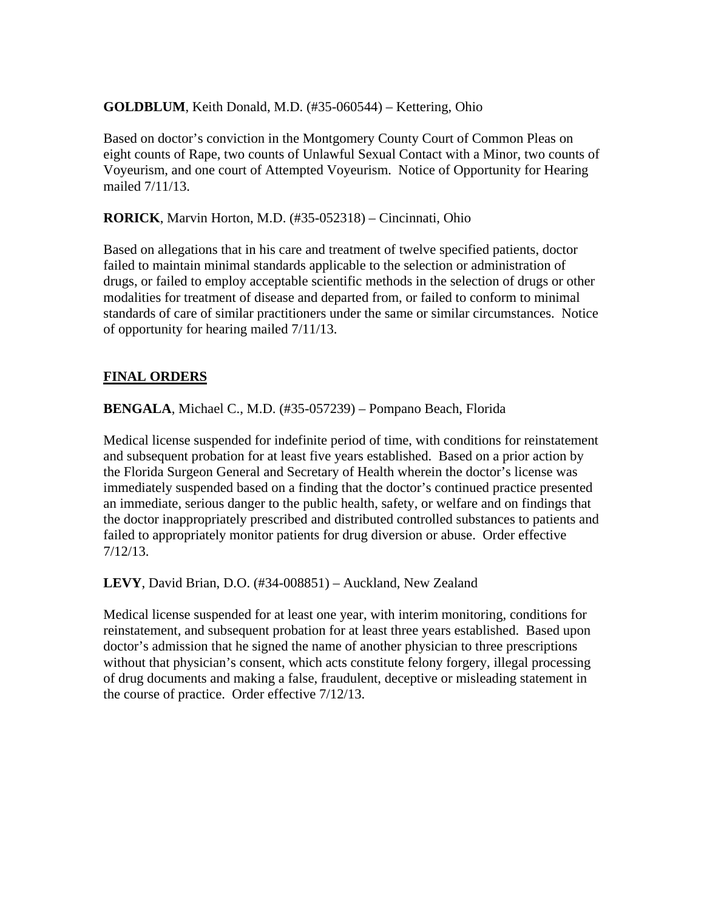**GOLDBLUM**, Keith Donald, M.D. (#35-060544) – Kettering, Ohio

Based on doctor's conviction in the Montgomery County Court of Common Pleas on eight counts of Rape, two counts of Unlawful Sexual Contact with a Minor, two counts of Voyeurism, and one court of Attempted Voyeurism. Notice of Opportunity for Hearing mailed 7/11/13.

**RORICK**, Marvin Horton, M.D. (#35-052318) – Cincinnati, Ohio

Based on allegations that in his care and treatment of twelve specified patients, doctor failed to maintain minimal standards applicable to the selection or administration of drugs, or failed to employ acceptable scientific methods in the selection of drugs or other modalities for treatment of disease and departed from, or failed to conform to minimal standards of care of similar practitioners under the same or similar circumstances. Notice of opportunity for hearing mailed 7/11/13.

## FINAL ORDERS

**BENGALA**, Michael C., M.D. (#35-057239) – Pompano Beach, Florida

Medical license suspended for indefinite period of time, with conditions for reinstatement and subsequent probation for at least five years established. Based on a prior action by the Florida Surgeon General and Secretary of Health wherein the doctor's license was immediately suspended based on a finding that the doctor's continued practice presented an immediate, serious danger to the public health, safety, or welfare and on findings that the doctor inappropriately prescribed and distributed controlled substances to patients and failed to appropriately monitor patients for drug diversion or abuse. Order effective 7/12/13.

**LEVY**, David Brian, D.O. (#34-008851) – Auckland, New Zealand

Medical license suspended for at least one year, with interim monitoring, conditions for reinstatement, and subsequent probation for at least three years established. Based upon doctor's admission that he signed the name of another physician to three prescriptions without that physician's consent, which acts constitute felony forgery, illegal processing of drug documents and making a false, fraudulent, deceptive or misleading statement in the course of practice. Order effective 7/12/13.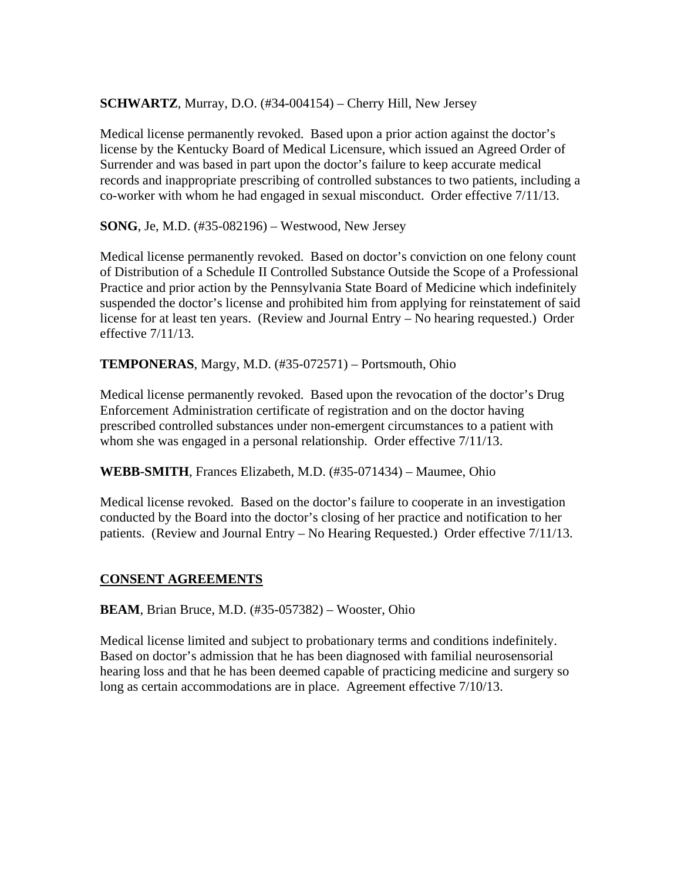**SCHWARTZ**, Murray, D.O. (#34-004154) – Cherry Hill, New Jersey

Medical license permanently revoked. Based upon a prior action against the doctor's license by the Kentucky Board of Medical Licensure, which issued an Agreed Order of Surrender and was based in part upon the doctor's failure to keep accurate medical records and inappropriate prescribing of controlled substances to two patients, including a co-worker with whom he had engaged in sexual misconduct. Order effective 7/11/13.

**SONG**, Je, M.D. (#35-082196) – Westwood, New Jersey

Medical license permanently revoked. Based on doctor's conviction on one felony count of Distribution of a Schedule II Controlled Substance Outside the Scope of a Professional Practice and prior action by the Pennsylvania State Board of Medicine which indefinitely suspended the doctor's license and prohibited him from applying for reinstatement of said license for at least ten years. (Review and Journal Entry – No hearing requested.) Order effective 7/11/13.

**TEMPONERAS**, Margy, M.D. (#35-072571) – Portsmouth, Ohio

Medical license permanently revoked. Based upon the revocation of the doctor's Drug Enforcement Administration certificate of registration and on the doctor having prescribed controlled substances under non-emergent circumstances to a patient with whom she was engaged in a personal relationship. Order effective 7/11/13.

**WEBB-SMITH**, Frances Elizabeth, M.D. (#35-071434) – Maumee, Ohio

Medical license revoked. Based on the doctor's failure to cooperate in an investigation conducted by the Board into the doctor's closing of her practice and notification to her patients. (Review and Journal Entry – No Hearing Requested.) Order effective 7/11/13.

## CONSENT AGREEMENTS

**BEAM**, Brian Bruce, M.D. (#35-057382) – Wooster, Ohio

Medical license limited and subject to probationary terms and conditions indefinitely. Based on doctor's admission that he has been diagnosed with familial neurosensorial hearing loss and that he has been deemed capable of practicing medicine and surgery so long as certain accommodations are in place. Agreement effective 7/10/13.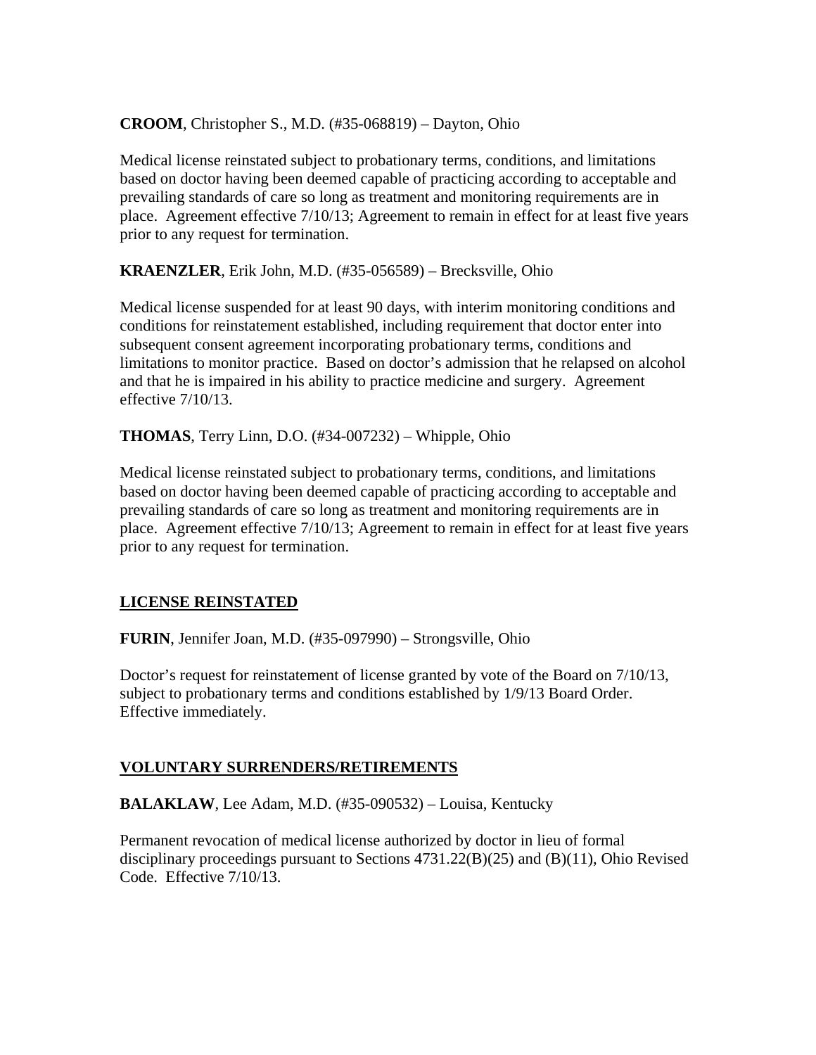**CROOM**, Christopher S., M.D. (#35-068819) – Dayton, Ohio

Medical license reinstated subject to probationary terms, conditions, and limitations based on doctor having been deemed capable of practicing according to acceptable and prevailing standards of care so long as treatment and monitoring requirements are in place. Agreement effective 7/10/13; Agreement to remain in effect for at least five years prior to any request for termination.

**KRAENZLER**, Erik John, M.D. (#35-056589) – Brecksville, Ohio

Medical license suspended for at least 90 days, with interim monitoring conditions and conditions for reinstatement established, including requirement that doctor enter into subsequent consent agreement incorporating probationary terms, conditions and limitations to monitor practice. Based on doctor's admission that he relapsed on alcohol and that he is impaired in his ability to practice medicine and surgery. Agreement effective 7/10/13.

**THOMAS**, Terry Linn, D.O. (#34-007232) – Whipple, Ohio

Medical license reinstated subject to probationary terms, conditions, and limitations based on doctor having been deemed capable of practicing according to acceptable and prevailing standards of care so long as treatment and monitoring requirements are in place. Agreement effective 7/10/13; Agreement to remain in effect for at least five years prior to any request for termination.

## LICENSE REINSTATED

**FURIN**, Jennifer Joan, M.D. (#35-097990) – Strongsville, Ohio

Doctor's request for reinstatement of license granted by vote of the Board on 7/10/13, subject to probationary terms and conditions established by 1/9/13 Board Order. Effective immediately.

## VOLUNTARY SURRENDERS/RETIREMENTS

**BALAKLAW**, Lee Adam, M.D. (#35-090532) – Louisa, Kentucky

Permanent revocation of medical license authorized by doctor in lieu of formal disciplinary proceedings pursuant to Sections 4731.22(B)(25) and (B)(11), Ohio Revised Code. Effective 7/10/13.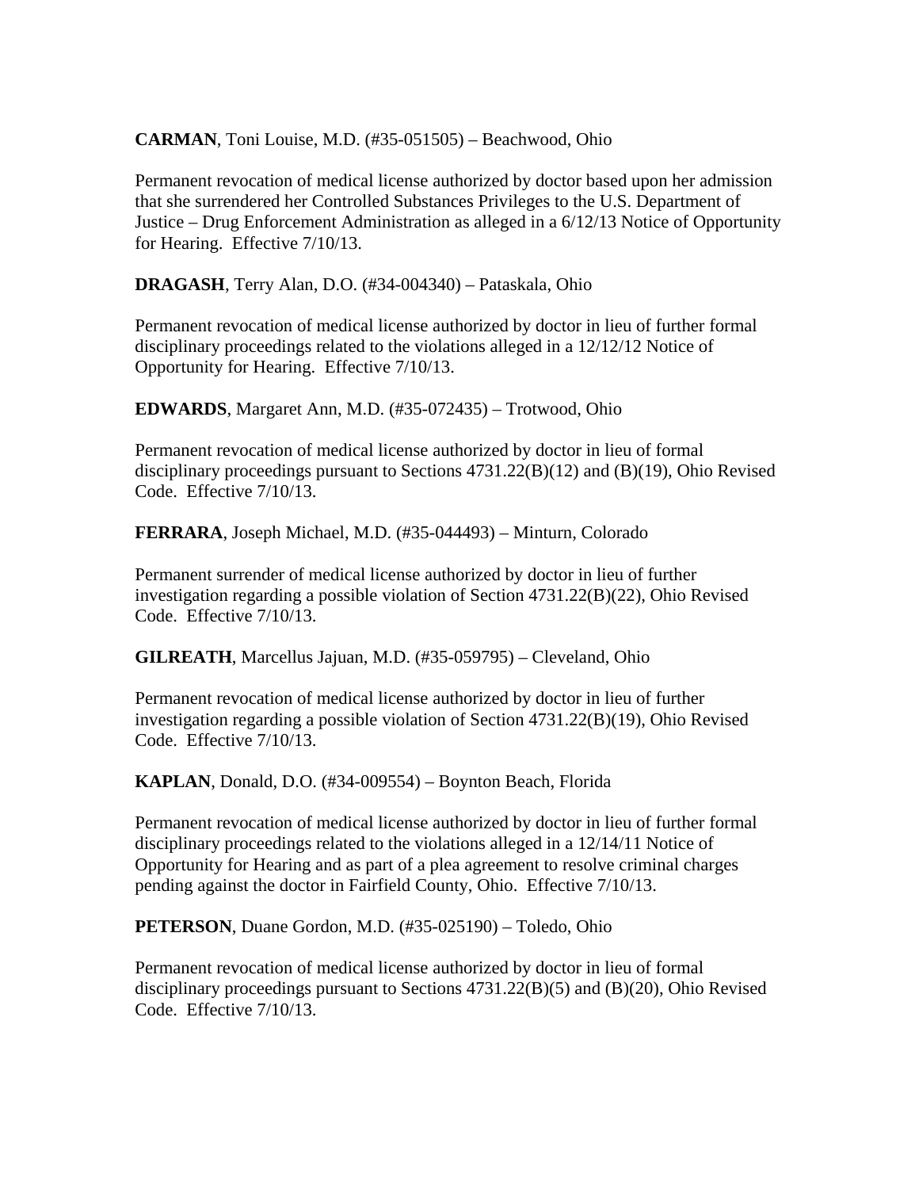**CARMAN**, Toni Louise, M.D. (#35-051505) – Beachwood, Ohio

Permanent revocation of medical license authorized by doctor based upon her admission that she surrendered her Controlled Substances Privileges to the U.S. Department of Justice – Drug Enforcement Administration as alleged in a 6/12/13 Notice of Opportunity for Hearing. Effective 7/10/13.

**DRAGASH**, Terry Alan, D.O. (#34-004340) – Pataskala, Ohio

Permanent revocation of medical license authorized by doctor in lieu of further formal disciplinary proceedings related to the violations alleged in a 12/12/12 Notice of Opportunity for Hearing. Effective 7/10/13.

**EDWARDS**, Margaret Ann, M.D. (#35-072435) – Trotwood, Ohio

Permanent revocation of medical license authorized by doctor in lieu of formal disciplinary proceedings pursuant to Sections 4731.22(B)(12) and (B)(19), Ohio Revised Code. Effective 7/10/13.

**FERRARA**, Joseph Michael, M.D. (#35-044493) – Minturn, Colorado

Permanent surrender of medical license authorized by doctor in lieu of further investigation regarding a possible violation of Section 4731.22(B)(22), Ohio Revised Code. Effective 7/10/13.

**GILREATH**, Marcellus Jajuan, M.D. (#35-059795) – Cleveland, Ohio

Permanent revocation of medical license authorized by doctor in lieu of further investigation regarding a possible violation of Section 4731.22(B)(19), Ohio Revised Code. Effective 7/10/13.

**KAPLAN**, Donald, D.O. (#34-009554) – Boynton Beach, Florida

Permanent revocation of medical license authorized by doctor in lieu of further formal disciplinary proceedings related to the violations alleged in a 12/14/11 Notice of Opportunity for Hearing and as part of a plea agreement to resolve criminal charges pending against the doctor in Fairfield County, Ohio. Effective 7/10/13.

**PETERSON**, Duane Gordon, M.D. (#35-025190) – Toledo, Ohio

Permanent revocation of medical license authorized by doctor in lieu of formal disciplinary proceedings pursuant to Sections 4731.22(B)(5) and (B)(20), Ohio Revised Code. Effective 7/10/13.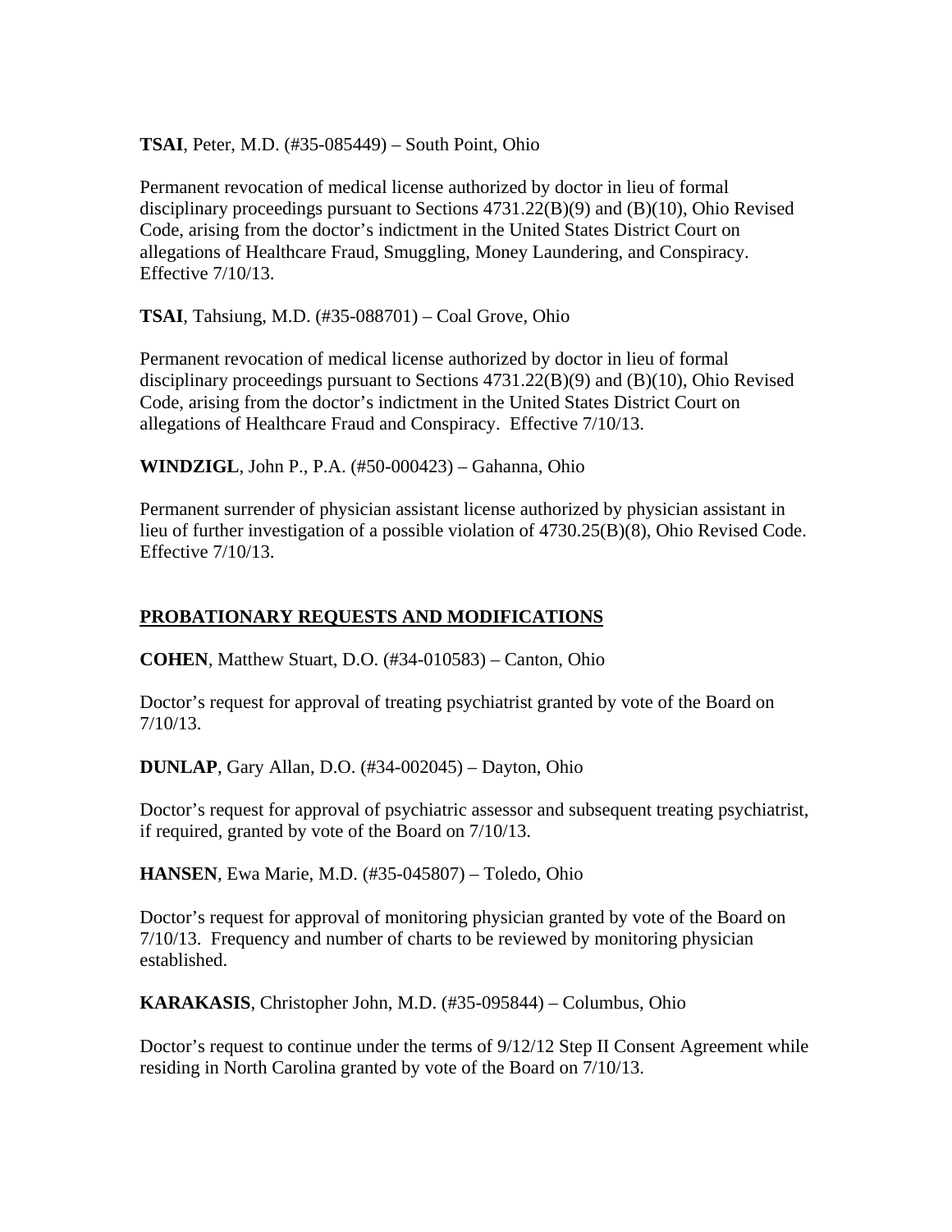**TSAI**, Peter, M.D. (#35-085449) – South Point, Ohio

Permanent revocation of medical license authorized by doctor in lieu of formal disciplinary proceedings pursuant to Sections 4731.22(B)(9) and (B)(10), Ohio Revised Code, arising from the doctor's indictment in the United States District Court on allegations of Healthcare Fraud, Smuggling, Money Laundering, and Conspiracy. Effective 7/10/13.

**TSAI**, Tahsiung, M.D. (#35-088701) – Coal Grove, Ohio

Permanent revocation of medical license authorized by doctor in lieu of formal disciplinary proceedings pursuant to Sections 4731.22(B)(9) and (B)(10), Ohio Revised Code, arising from the doctor's indictment in the United States District Court on allegations of Healthcare Fraud and Conspiracy. Effective 7/10/13.

**WINDZIGL**, John P., P.A. (#50-000423) – Gahanna, Ohio

Permanent surrender of physician assistant license authorized by physician assistant in lieu of further investigation of a possible violation of 4730.25(B)(8), Ohio Revised Code. Effective 7/10/13.

## PROBATIONARY REQUESTS AND MODIFICATIONS

**COHEN**, Matthew Stuart, D.O. (#34-010583) – Canton, Ohio

Doctor's request for approval of treating psychiatrist granted by vote of the Board on 7/10/13.

**DUNLAP**, Gary Allan, D.O. (#34-002045) – Dayton, Ohio

Doctor's request for approval of psychiatric assessor and subsequent treating psychiatrist, if required, granted by vote of the Board on 7/10/13.

**HANSEN**, Ewa Marie, M.D. (#35-045807) – Toledo, Ohio

Doctor's request for approval of monitoring physician granted by vote of the Board on 7/10/13. Frequency and number of charts to be reviewed by monitoring physician established.

**KARAKASIS**, Christopher John, M.D. (#35-095844) – Columbus, Ohio

Doctor's request to continue under the terms of 9/12/12 Step II Consent Agreement while residing in North Carolina granted by vote of the Board on 7/10/13.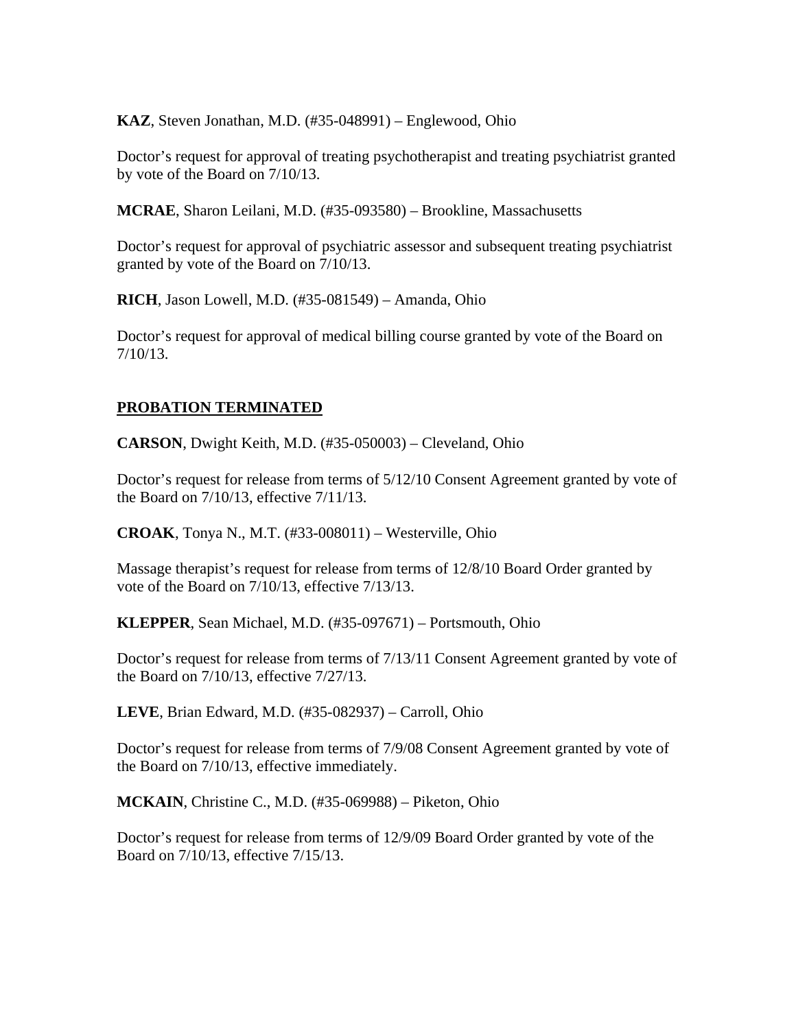**KAZ**, Steven Jonathan, M.D. (#35-048991) – Englewood, Ohio

Doctor's request for approval of treating psychotherapist and treating psychiatrist granted by vote of the Board on 7/10/13.

**MCRAE**, Sharon Leilani, M.D. (#35-093580) – Brookline, Massachusetts

Doctor's request for approval of psychiatric assessor and subsequent treating psychiatrist granted by vote of the Board on 7/10/13.

**RICH**, Jason Lowell, M.D. (#35-081549) – Amanda, Ohio

Doctor's request for approval of medical billing course granted by vote of the Board on 7/10/13.

## PROBATION TERMINATED

**CARSON**, Dwight Keith, M.D. (#35-050003) – Cleveland, Ohio

Doctor's request for release from terms of 5/12/10 Consent Agreement granted by vote of the Board on 7/10/13, effective 7/11/13.

**CROAK**, Tonya N., M.T. (#33-008011) – Westerville, Ohio

Massage therapist's request for release from terms of 12/8/10 Board Order granted by vote of the Board on 7/10/13, effective 7/13/13.

**KLEPPER**, Sean Michael, M.D. (#35-097671) – Portsmouth, Ohio

Doctor's request for release from terms of 7/13/11 Consent Agreement granted by vote of the Board on 7/10/13, effective 7/27/13.

**LEVE**, Brian Edward, M.D. (#35-082937) – Carroll, Ohio

Doctor's request for release from terms of 7/9/08 Consent Agreement granted by vote of the Board on 7/10/13, effective immediately.

**MCKAIN**, Christine C., M.D. (#35-069988) – Piketon, Ohio

Doctor's request for release from terms of 12/9/09 Board Order granted by vote of the Board on 7/10/13, effective 7/15/13.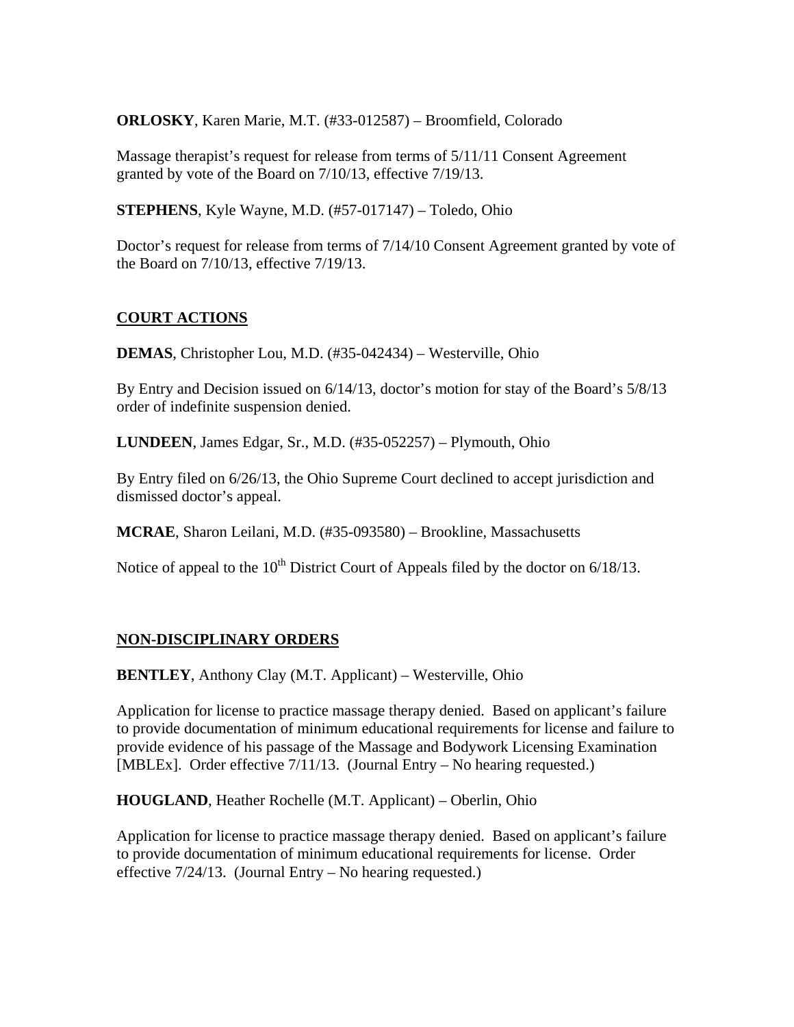**ORLOSKY**, Karen Marie, M.T. (#33-012587) – Broomfield, Colorado

Massage therapist's request for release from terms of 5/11/11 Consent Agreement granted by vote of the Board on 7/10/13, effective 7/19/13.

**STEPHENS**, Kyle Wayne, M.D. (#57-017147) – Toledo, Ohio

Doctor's request for release from terms of 7/14/10 Consent Agreement granted by vote of the Board on 7/10/13, effective 7/19/13.

## COURT ACTIONS

**DEMAS**, Christopher Lou, M.D. (#35-042434) – Westerville, Ohio

By Entry and Decision issued on 6/14/13, doctor's motion for stay of the Board's 5/8/13 order of indefinite suspension denied.

**LUNDEEN**, James Edgar, Sr., M.D. (#35-052257) – Plymouth, Ohio

By Entry filed on 6/26/13, the Ohio Supreme Court declined to accept jurisdiction and dismissed doctor's appeal.

**MCRAE**, Sharon Leilani, M.D. (#35-093580) – Brookline, Massachusetts

Notice of appeal to the 10th District Court of Appeals filed by the doctor on 6/18/13.

## NON-DISCIPLINARY ORDERS

**BENTLEY**, Anthony Clay (M.T. Applicant) – Westerville, Ohio

Application for license to practice massage therapy denied. Based on applicant's failure to provide documentation of minimum educational requirements for license and failure to provide evidence of his passage of the Massage and Bodywork Licensing Examination [MBLEx]. Order effective 7/11/13. (Journal Entry – No hearing requested.)

**HOUGLAND**, Heather Rochelle (M.T. Applicant) – Oberlin, Ohio

Application for license to practice massage therapy denied. Based on applicant's failure to provide documentation of minimum educational requirements for license. Order effective 7/24/13. (Journal Entry – No hearing requested.)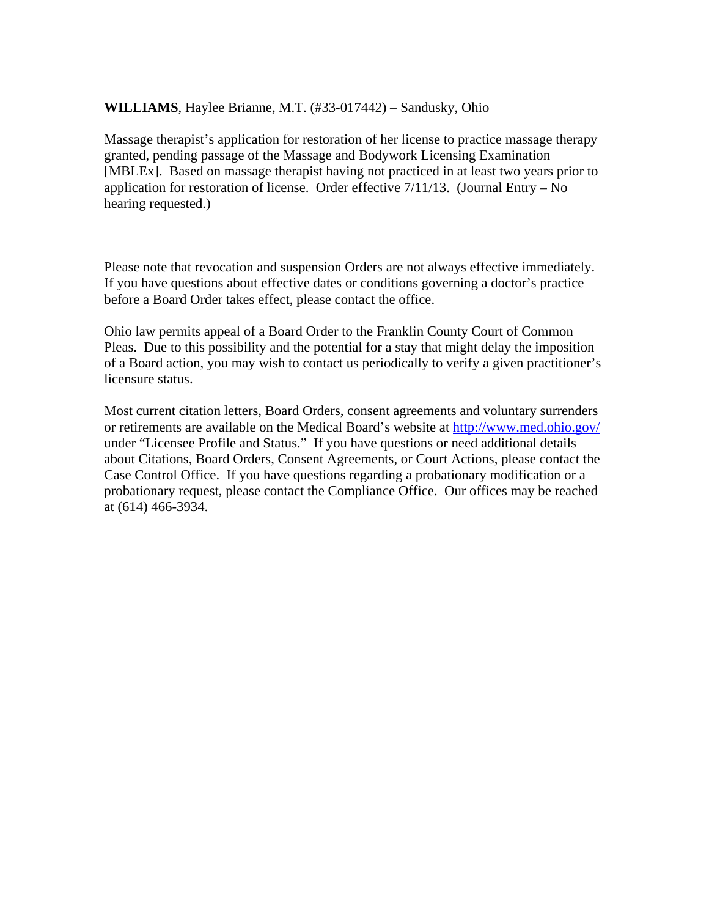**WILLIAMS**, Haylee Brianne, M.T. (#33-017442) – Sandusky, Ohio

Massage therapist's application for restoration of her license to practice massage therapy granted, pending passage of the Massage and Bodywork Licensing Examination [MBLEx]. Based on massage therapist having not practiced in at least two years prior to application for restoration of license. Order effective 7/11/13. (Journal Entry – No hearing requested.)

Please note that revocation and suspension Orders are not always effective immediately. If you have questions about effective dates or conditions governing a doctor's practice before a Board Order takes effect, please contact the office.

Ohio law permits appeal of a Board Order to the Franklin County Court of Common Pleas. Due to this possibility and the potential for a stay that might delay the imposition of a Board action, you may wish to contact us periodically to verify a given practitioner's licensure status.

Most current citation letters, Board Orders, consent agreements and voluntary surrenders or retirements are available on the Medical Board's website at [http://www.med.ohio.gov/](http://www.med.ohio.gov/) under "Licensee Profile and Status." If you have questions or need additional details about Citations, Board Orders, Consent Agreements, or Court Actions, please contact the Case Control Office. If you have questions regarding a probationary modification or a probationary request, please contact the Compliance Office. Our offices may be reached at (614) 466-3934.